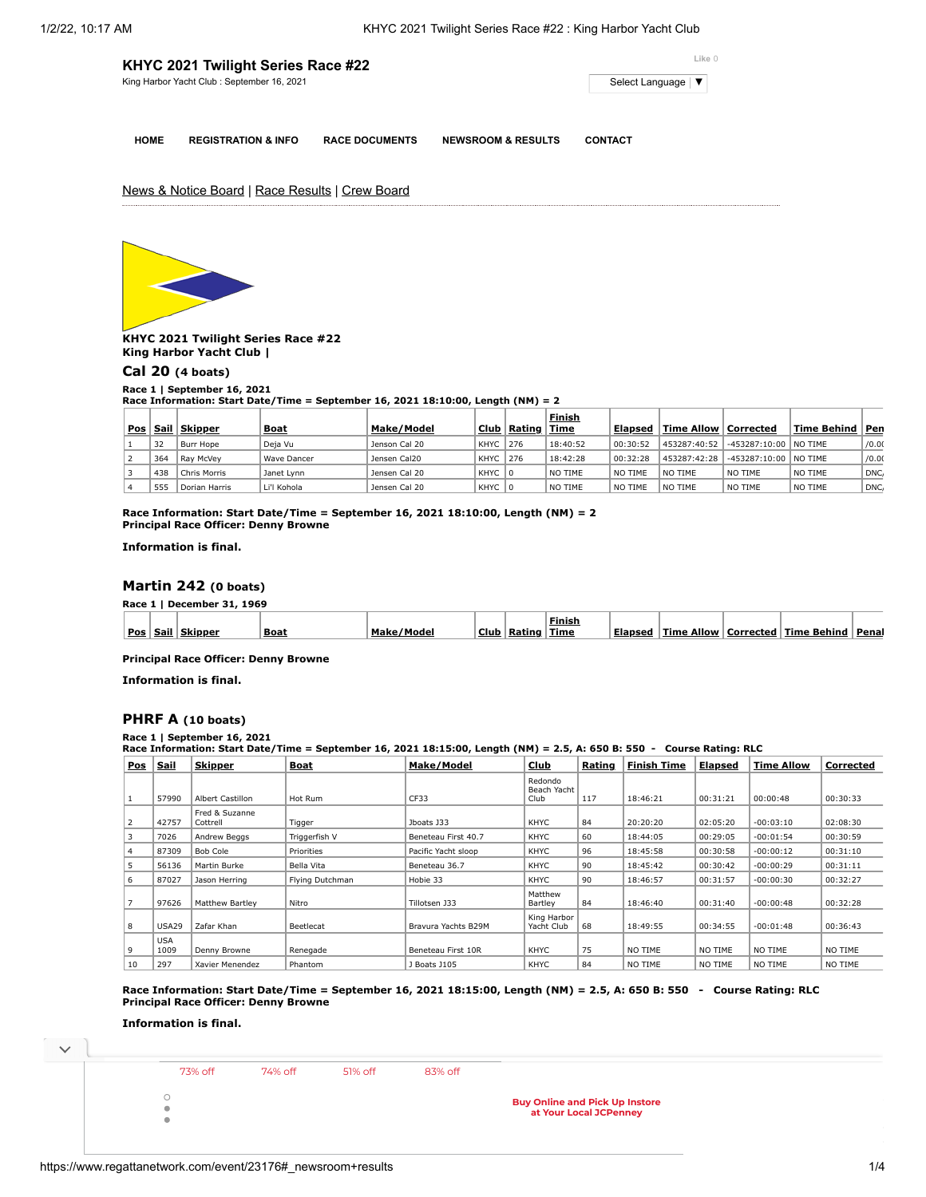# KHYC 2021 Twilight Series Race #22

King Harbor Yacht Club : September 16, 2021

Like 0

Select Language ▼

HOME REGISTRATION & INFO RACE DOCUMENTS NEWSROOM & RESULTS CONTACT

News & Notice Board | Race Results | Crew Board

**KHYC 2021 Twilight Series Race #22**
**King Harbor Yacht Club |**

## Cal 20 (4 boats)

**Race 1 | September 16, 2021**
**Race Information: Start Date/Time = September 16, 2021 18:10:00, Length (NM) = 2**

| Pos | Sail | Skipper | Boat | Make/Model | Club | Rating | Finish Time | Elapsed | Time Allow | Corrected | Time Behind | Pen |
|---|---|---|---|---|---|---|---|---|---|---|---|---|
| 1 | 32 | Burr Hope | Deja Vu | Jenson Cal 20 | KHYC | 276 | 18:40:52 | 00:30:52 | 453287:40:52 | -453287:10:00 | NO TIME | /0.0 |
| 2 | 364 | Ray McVey | Wave Dancer | Jensen Cal20 | KHYC | 276 | 18:42:28 | 00:32:28 | 453287:42:28 | -453287:10:00 | NO TIME | /0.0 |
| 3 | 438 | Chris Morris | Janet Lynn | Jensen Cal 20 | KHYC | 0 | NO TIME | NO TIME | NO TIME | NO TIME | NO TIME | DNC |
| 4 | 555 | Dorian Harris | Li'l Kohola | Jensen Cal 20 | KHYC | 0 | NO TIME | NO TIME | NO TIME | NO TIME | NO TIME | DNC |

**Race Information: Start Date/Time = September 16, 2021 18:10:00, Length (NM) = 2**
**Principal Race Officer: Denny Browne**

**Information is final.**

## Martin 242 (0 boats)

**Race 1 | December 31, 1969**

| Pos | Sail | Skipper | Boat | Make/Model | Club | Rating | Finish Time | Elapsed | Time Allow | Corrected | Time Behind | Penal |
|---|---|---|---|---|---|---|---|---|---|---|---|---|

**Principal Race Officer: Denny Browne**

**Information is final.**

## PHRF A (10 boats)

**Race 1 | September 16, 2021**
**Race Information: Start Date/Time = September 16, 2021 18:15:00, Length (NM) = 2.5, A: 650 B: 550 - Course Rating: RLC**

| Pos | Sail | Skipper | Boat | Make/Model | Club | Rating | Finish Time | Elapsed | Time Allow | Corrected |
|---|---|---|---|---|---|---|---|---|---|---|
| 1 | 57990 | Albert Castillon | Hot Rum | CF33 | Redondo Beach Yacht Club | 117 | 18:46:21 | 00:31:21 | 00:00:48 | 00:30:33 |
| 2 | 42757 | Fred & Suzanne Cottrell | Tigger | Jboats J33 | KHYC | 84 | 20:20:20 | 02:05:20 | -00:03:10 | 02:08:30 |
| 3 | 7026 | Andrew Beggs | Triggerfish V | Beneteau First 40.7 | KHYC | 60 | 18:44:05 | 00:29:05 | -00:01:54 | 00:30:59 |
| 4 | 87309 | Bob Cole | Priorities | Pacific Yacht sloop | KHYC | 96 | 18:45:58 | 00:30:58 | -00:00:12 | 00:31:10 |
| 5 | 56136 | Martin Burke | Bella Vita | Beneteau 36.7 | KHYC | 90 | 18:45:42 | 00:30:42 | -00:00:29 | 00:31:11 |
| 6 | 87027 | Jason Herring | Flying Dutchman | Hobie 33 | KHYC | 90 | 18:46:57 | 00:31:57 | -00:00:30 | 00:32:27 |
| 7 | 97626 | Matthew Bartley | Nitro | Tillotsen J33 | Matthew Bartley | 84 | 18:46:40 | 00:31:40 | -00:00:48 | 00:32:28 |
| 8 | USA29 | Zafar Khan | Beetlecat | Bravura Yachts B29M | King Harbor Yacht Club | 68 | 18:49:55 | 00:34:55 | -00:01:48 | 00:36:43 |
| 9 | USA 1009 | Denny Browne | Renegade | Beneteau First 10R | KHYC | 75 | NO TIME | NO TIME | NO TIME | NO TIME |
| 10 | 297 | Xavier Menendez | Phantom | J Boats J105 | KHYC | 84 | NO TIME | NO TIME | NO TIME | NO TIME |

**Race Information: Start Date/Time = September 16, 2021 18:15:00, Length (NM) = 2.5, A: 650 B: 550 - Course Rating: RLC**
**Principal Race Officer: Denny Browne**

**Information is final.**

73% off 74% off 51% off 83% off

**Buy Online and Pick Up Instore at Your Local JCPenney**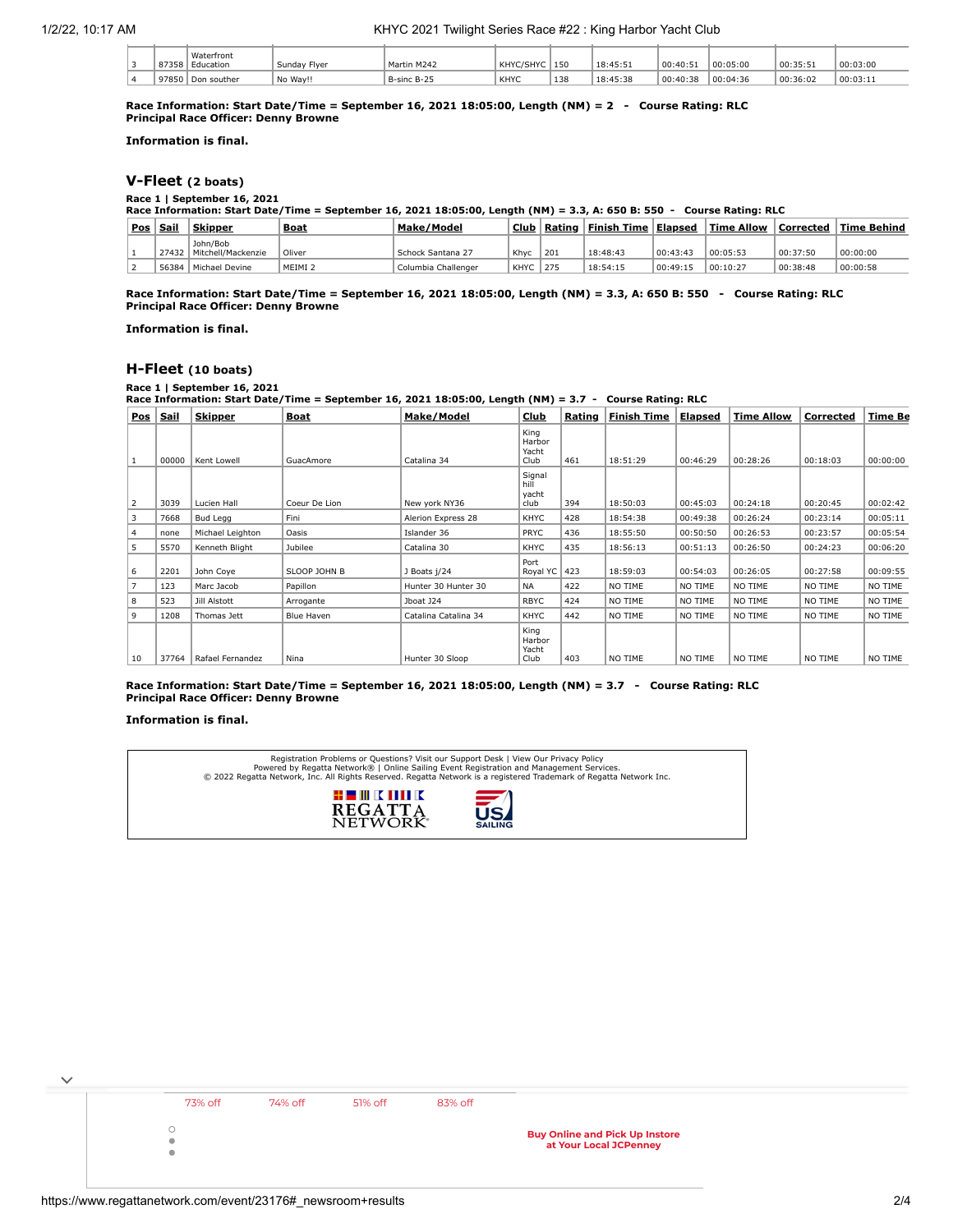| 3 | 87358 | Waterfront Education | Sunday Flyer | Martin M242 | KHYC/SHYC | 150 | 18:45:51 | 00:40:51 | 00:05:00 | 00:35:51 | 00:03:00 |
|---|---|---|---|---|---|---|---|---|---|---|---|
| 4 | 97850 | Don souther | No Way!! | B-sinc B-25 | KHYC | 138 | 18:45:38 | 00:40:38 | 00:04:36 | 00:36:02 | 00:03:11 |

**Race Information: Start Date/Time = September 16, 2021 18:05:00, Length (NM) = 2 - Course Rating: RLC**
**Principal Race Officer: Denny Browne**

**Information is final.**

## V-Fleet (2 boats)

**Race 1 | September 16, 2021**
**Race Information: Start Date/Time = September 16, 2021 18:05:00, Length (NM) = 3.3, A: 650 B: 550 - Course Rating: RLC**

| Pos | Sail | Skipper | Boat | Make/Model | Club | Rating | Finish Time | Elapsed | Time Allow | Corrected | Time Behind |
|---|---|---|---|---|---|---|---|---|---|---|---|
| 1 | 27432 | John/Bob Mitchell/Mackenzie | Oliver | Schock Santana 27 | Khyc | 201 | 18:48:43 | 00:43:43 | 00:05:53 | 00:37:50 | 00:00:00 |
| 2 | 56384 | Michael Devine | MEIMI 2 | Columbia Challenger | KHYC | 275 | 18:54:15 | 00:49:15 | 00:10:27 | 00:38:48 | 00:00:58 |

**Race Information: Start Date/Time = September 16, 2021 18:05:00, Length (NM) = 3.3, A: 650 B: 550 - Course Rating: RLC**
**Principal Race Officer: Denny Browne**

**Information is final.**

## H-Fleet (10 boats)

**Race 1 | September 16, 2021**
**Race Information: Start Date/Time = September 16, 2021 18:05:00, Length (NM) = 3.7 - Course Rating: RLC**

| Pos | Sail | Skipper | Boat | Make/Model | Club | Rating | Finish Time | Elapsed | Time Allow | Corrected | Time Be |
|---|---|---|---|---|---|---|---|---|---|---|---|
| 1 | 00000 | Kent Lowell | GuacAmore | Catalina 34 | King Harbor Yacht Club | 461 | 18:51:29 | 00:46:29 | 00:28:26 | 00:18:03 | 00:00:00 |
| 2 | 3039 | Lucien Hall | Coeur De Lion | New york NY36 | Signal hill yacht club | 394 | 18:50:03 | 00:45:03 | 00:24:18 | 00:20:45 | 00:02:42 |
| 3 | 7668 | Bud Legg | Fini | Alerion Express 28 | KHYC | 428 | 18:54:38 | 00:49:38 | 00:26:24 | 00:23:14 | 00:05:11 |
| 4 | none | Michael Leighton | Oasis | Islander 36 | PRYC | 436 | 18:55:50 | 00:50:50 | 00:26:53 | 00:23:57 | 00:05:54 |
| 5 | 5570 | Kenneth Blight | Jubilee | Catalina 30 | KHYC | 435 | 18:56:13 | 00:51:13 | 00:26:50 | 00:24:23 | 00:06:20 |
| 6 | 2201 | John Coye | SLOOP JOHN B | J Boats j/24 | Port Royal YC | 423 | 18:59:03 | 00:54:03 | 00:26:05 | 00:27:58 | 00:09:55 |
| 7 | 123 | Marc Jacob | Papillon | Hunter 30 Hunter 30 | NA | 422 | NO TIME | NO TIME | NO TIME | NO TIME | NO TIME |
| 8 | 523 | Jill Alstott | Arrogante | Jboat J24 | RBYC | 424 | NO TIME | NO TIME | NO TIME | NO TIME | NO TIME |
| 9 | 1208 | Thomas Jett | Blue Haven | Catalina Catalina 34 | KHYC | 442 | NO TIME | NO TIME | NO TIME | NO TIME | NO TIME |
| 10 | 37764 | Rafael Fernandez | Nina | Hunter 30 Sloop | King Harbor Yacht Club | 403 | NO TIME | NO TIME | NO TIME | NO TIME | NO TIME |

**Race Information: Start Date/Time = September 16, 2021 18:05:00, Length (NM) = 3.7 - Course Rating: RLC**
**Principal Race Officer: Denny Browne**

**Information is final.**

Registration Problems or Questions? Visit our Support Desk | View Our Privacy Policy
Powered by Regatta Network® | Online Sailing Event Registration and Management Services.
© 2022 Regatta Network, Inc. All Rights Reserved. Regatta Network is a registered Trademark of Regatta Network Inc.

REGATTA NETWORK   US SAILING

73% off   74% off   51% off   83% off

**Buy Online and Pick Up Instore at Your Local JCPenney**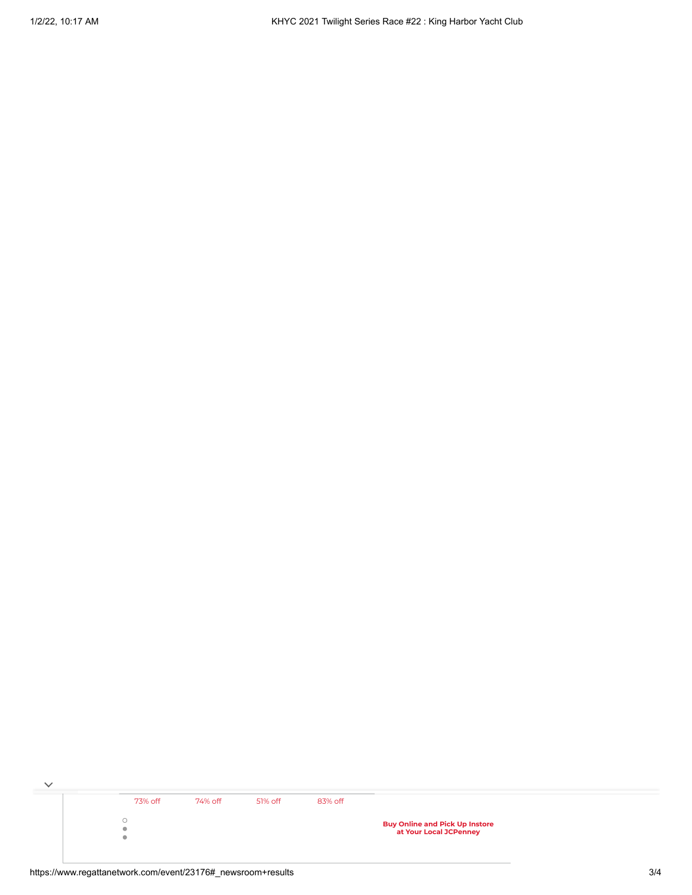73% off 74% off 51% off 83% off

**Buy Online and Pick Up Instore at Your Local JCPenney**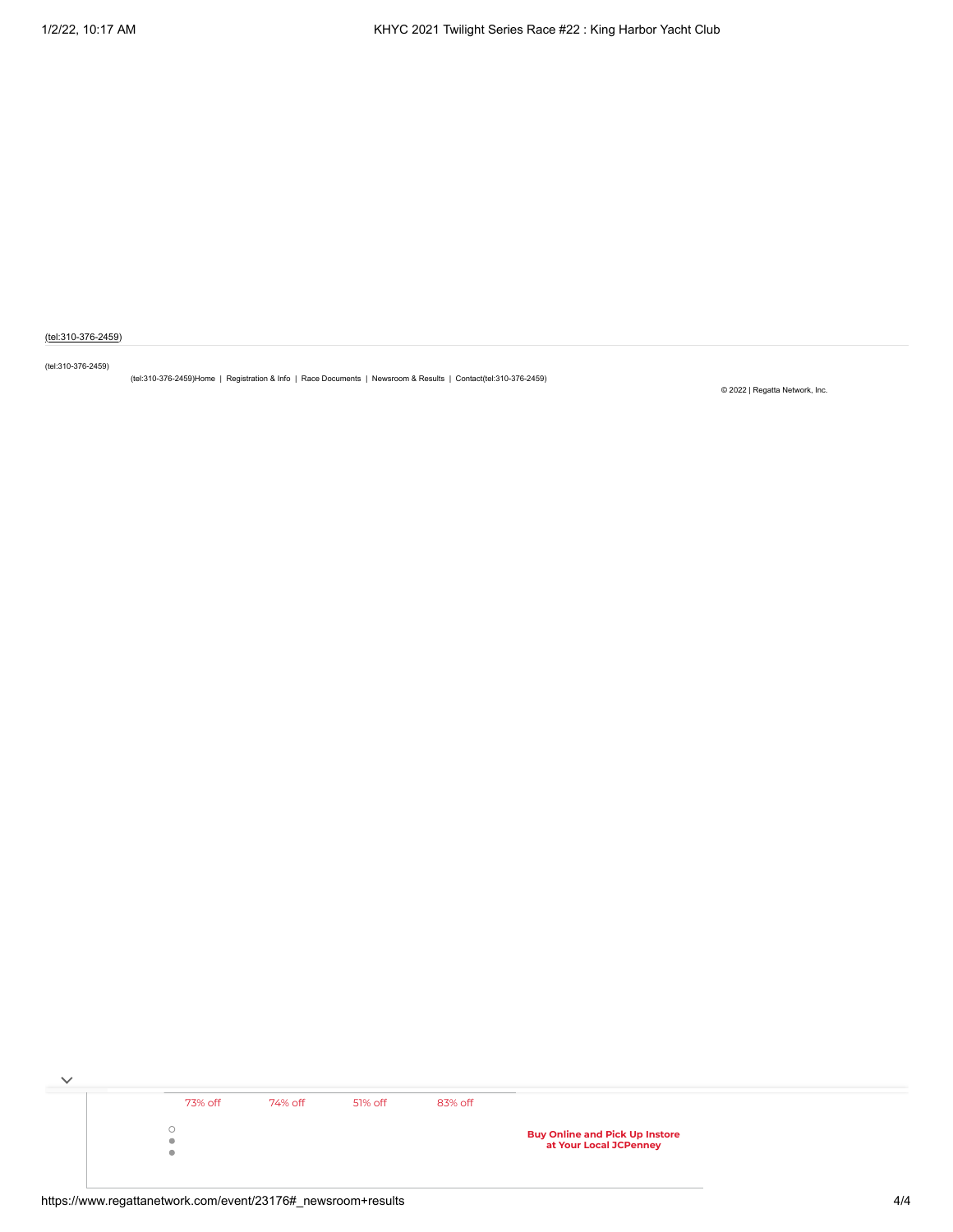(tel:310-376-2459)

(tel:310-376-2459)

(tel:310-376-2459)Home | Registration & Info | Race Documents | Newsroom & Results | Contact(tel:310-376-2459)

© 2022 | Regatta Network, Inc.

73% off 74% off 51% off 83% off

**Buy Online and Pick Up Instore at Your Local JCPenney**